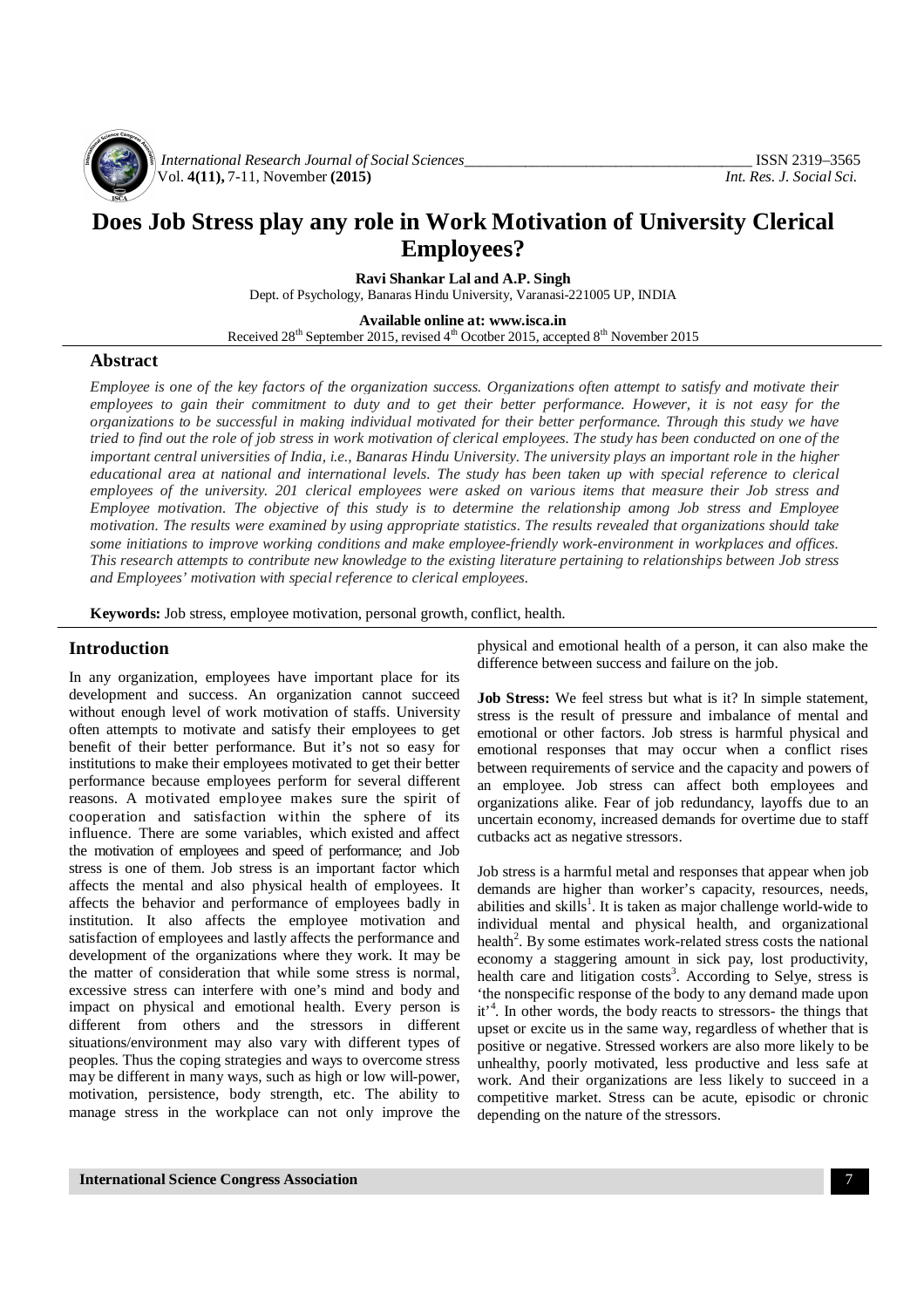# Does Job Stress play any role in Work Motivation of University Clerical Employees?

**Ravi Shankar Lal and A.P. Singh**
Dept. of Psychology, Banaras Hindu University, Varanasi-221005 UP, INDIA

**Available online at: www.isca.in**
Received 28th September 2015, revised 4th Ocotber 2015, accepted 8th November 2015

## Abstract

*Employee is one of the key factors of the organization success. Organizations often attempt to satisfy and motivate their employees to gain their commitment to duty and to get their better performance. However, it is not easy for the organizations to be successful in making individual motivated for their better performance. Through this study we have tried to find out the role of job stress in work motivation of clerical employees. The study has been conducted on one of the important central universities of India, i.e., Banaras Hindu University. The university plays an important role in the higher educational area at national and international levels. The study has been taken up with special reference to clerical employees of the university. 201 clerical employees were asked on various items that measure their Job stress and Employee motivation. The objective of this study is to determine the relationship among Job stress and Employee motivation. The results were examined by using appropriate statistics. The results revealed that organizations should take some initiations to improve working conditions and make employee-friendly work-environment in workplaces and offices. This research attempts to contribute new knowledge to the existing literature pertaining to relationships between Job stress and Employees' motivation with special reference to clerical employees.*

**Keywords:** Job stress, employee motivation, personal growth, conflict, health.

## Introduction

In any organization, employees have important place for its development and success. An organization cannot succeed without enough level of work motivation of staffs. University often attempts to motivate and satisfy their employees to get benefit of their better performance. But it's not so easy for institutions to make their employees motivated to get their better performance because employees perform for several different reasons. A motivated employee makes sure the spirit of cooperation and satisfaction within the sphere of its influence. There are some variables, which existed and affect the motivation of employees and speed of performance; and Job stress is one of them. Job stress is an important factor which affects the mental and also physical health of employees. It affects the behavior and performance of employees badly in institution. It also affects the employee motivation and satisfaction of employees and lastly affects the performance and development of the organizations where they work. It may be the matter of consideration that while some stress is normal, excessive stress can interfere with one's mind and body and impact on physical and emotional health. Every person is different from others and the stressors in different situations/environment may also vary with different types of peoples. Thus the coping strategies and ways to overcome stress may be different in many ways, such as high or low will-power, motivation, persistence, body strength, etc. The ability to manage stress in the workplace can not only improve the physical and emotional health of a person, it can also make the difference between success and failure on the job.

**Job Stress:** We feel stress but what is it? In simple statement, stress is the result of pressure and imbalance of mental and emotional or other factors. Job stress is harmful physical and emotional responses that may occur when a conflict rises between requirements of service and the capacity and powers of an employee. Job stress can affect both employees and organizations alike. Fear of job redundancy, layoffs due to an uncertain economy, increased demands for overtime due to staff cutbacks act as negative stressors.

Job stress is a harmful metal and responses that appear when job demands are higher than worker's capacity, resources, needs, abilities and skills[1]. It is taken as major challenge world-wide to individual mental and physical health, and organizational health[2]. By some estimates work-related stress costs the national economy a staggering amount in sick pay, lost productivity, health care and litigation costs[3]. According to Selye, stress is 'the nonspecific response of the body to any demand made upon it'[4]. In other words, the body reacts to stressors- the things that upset or excite us in the same way, regardless of whether that is positive or negative. Stressed workers are also more likely to be unhealthy, poorly motivated, less productive and less safe at work. And their organizations are less likely to succeed in a competitive market. Stress can be acute, episodic or chronic depending on the nature of the stressors.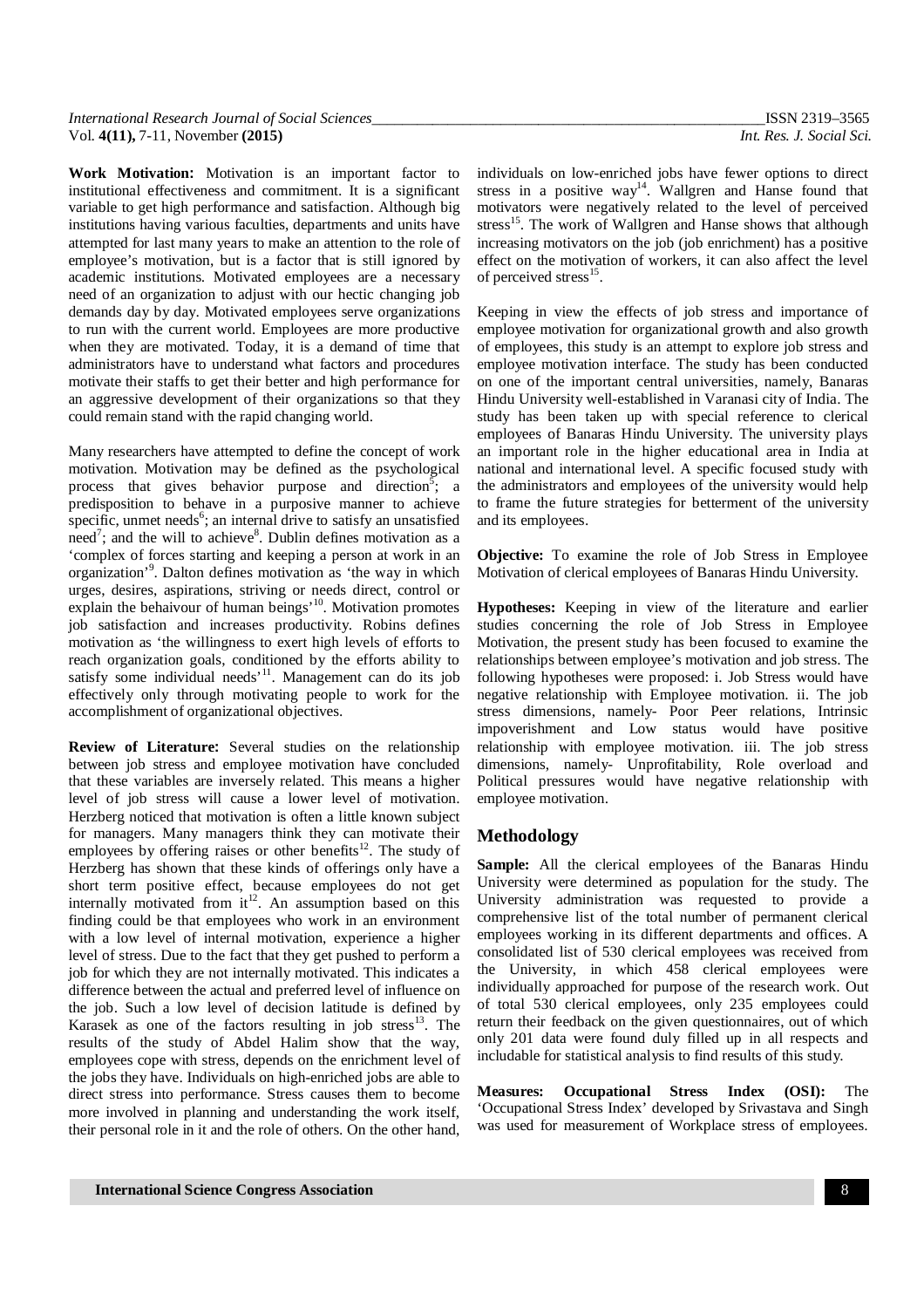**Work Motivation:** Motivation is an important factor to institutional effectiveness and commitment. It is a significant variable to get high performance and satisfaction. Although big institutions having various faculties, departments and units have attempted for last many years to make an attention to the role of employee's motivation, but is a factor that is still ignored by academic institutions. Motivated employees are a necessary need of an organization to adjust with our hectic changing job demands day by day. Motivated employees serve organizations to run with the current world. Employees are more productive when they are motivated. Today, it is a demand of time that administrators have to understand what factors and procedures motivate their staffs to get their better and high performance for an aggressive development of their organizations so that they could remain stand with the rapid changing world.

Many researchers have attempted to define the concept of work motivation. Motivation may be defined as the psychological process that gives behavior purpose and direction[5]; a predisposition to behave in a purposive manner to achieve specific, unmet needs[6]; an internal drive to satisfy an unsatisfied need[7]; and the will to achieve[8]. Dublin defines motivation as a 'complex of forces starting and keeping a person at work in an organization'[9]. Dalton defines motivation as 'the way in which urges, desires, aspirations, striving or needs direct, control or explain the behaivour of human beings'[10]. Motivation promotes job satisfaction and increases productivity. Robins defines motivation as 'the willingness to exert high levels of efforts to reach organization goals, conditioned by the efforts ability to satisfy some individual needs'[11]. Management can do its job effectively only through motivating people to work for the accomplishment of organizational objectives.

**Review of Literature:** Several studies on the relationship between job stress and employee motivation have concluded that these variables are inversely related. This means a higher level of job stress will cause a lower level of motivation. Herzberg noticed that motivation is often a little known subject for managers. Many managers think they can motivate their employees by offering raises or other benefits[12]. The study of Herzberg has shown that these kinds of offerings only have a short term positive effect, because employees do not get internally motivated from it[12]. An assumption based on this finding could be that employees who work in an environment with a low level of internal motivation, experience a higher level of stress. Due to the fact that they get pushed to perform a job for which they are not internally motivated. This indicates a difference between the actual and preferred level of influence on the job. Such a low level of decision latitude is defined by Karasek as one of the factors resulting in job stress[13]. The results of the study of Abdel Halim show that the way, employees cope with stress, depends on the enrichment level of the jobs they have. Individuals on high-enriched jobs are able to direct stress into performance. Stress causes them to become more involved in planning and understanding the work itself, their personal role in it and the role of others. On the other hand, individuals on low-enriched jobs have fewer options to direct stress in a positive way[14]. Wallgren and Hanse found that motivators were negatively related to the level of perceived stress[15]. The work of Wallgren and Hanse shows that although increasing motivators on the job (job enrichment) has a positive effect on the motivation of workers, it can also affect the level of perceived stress[15].

Keeping in view the effects of job stress and importance of employee motivation for organizational growth and also growth of employees, this study is an attempt to explore job stress and employee motivation interface. The study has been conducted on one of the important central universities, namely, Banaras Hindu University well-established in Varanasi city of India. The study has been taken up with special reference to clerical employees of Banaras Hindu University. The university plays an important role in the higher educational area in India at national and international level. A specific focused study with the administrators and employees of the university would help to frame the future strategies for betterment of the university and its employees.

**Objective:** To examine the role of Job Stress in Employee Motivation of clerical employees of Banaras Hindu University.

**Hypotheses:** Keeping in view of the literature and earlier studies concerning the role of Job Stress in Employee Motivation, the present study has been focused to examine the relationships between employee's motivation and job stress. The following hypotheses were proposed: i. Job Stress would have negative relationship with Employee motivation. ii. The job stress dimensions, namely- Poor Peer relations, Intrinsic impoverishment and Low status would have positive relationship with employee motivation. iii. The job stress dimensions, namely- Unprofitability, Role overload and Political pressures would have negative relationship with employee motivation.

## Methodology

**Sample:** All the clerical employees of the Banaras Hindu University were determined as population for the study. The University administration was requested to provide a comprehensive list of the total number of permanent clerical employees working in its different departments and offices. A consolidated list of 530 clerical employees was received from the University, in which 458 clerical employees were individually approached for purpose of the research work. Out of total 530 clerical employees, only 235 employees could return their feedback on the given questionnaires, out of which only 201 data were found duly filled up in all respects and includable for statistical analysis to find results of this study.

**Measures: Occupational Stress Index (OSI):** The 'Occupational Stress Index' developed by Srivastava and Singh was used for measurement of Workplace stress of employees.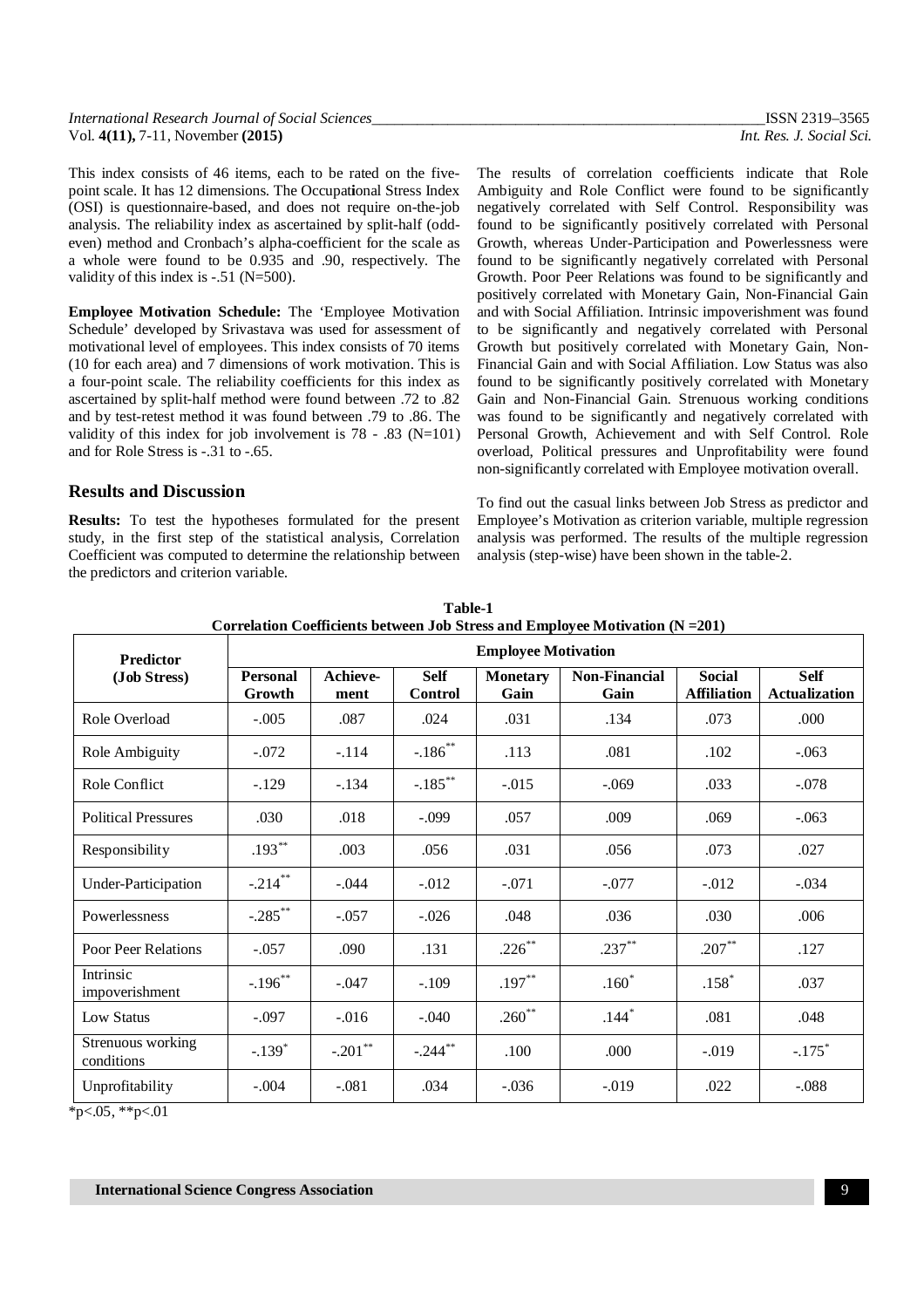This index consists of 46 items, each to be rated on the five-point scale. It has 12 dimensions. The Occupational Stress Index (OSI) is questionnaire-based, and does not require on-the-job analysis. The reliability index as ascertained by split-half (odd-even) method and Cronbach's alpha-coefficient for the scale as a whole were found to be 0.935 and .90, respectively. The validity of this index is -.51 (N=500).

**Employee Motivation Schedule:** The 'Employee Motivation Schedule' developed by Srivastava was used for assessment of motivational level of employees. This index consists of 70 items (10 for each area) and 7 dimensions of work motivation. This is a four-point scale. The reliability coefficients for this index as ascertained by split-half method were found between .72 to .82 and by test-retest method it was found between .79 to .86. The validity of this index for job involvement is 78 - .83 (N=101) and for Role Stress is -.31 to -.65.

## Results and Discussion

**Results:** To test the hypotheses formulated for the present study, in the first step of the statistical analysis, Correlation Coefficient was computed to determine the relationship between the predictors and criterion variable.

The results of correlation coefficients indicate that Role Ambiguity and Role Conflict were found to be significantly negatively correlated with Self Control. Responsibility was found to be significantly positively correlated with Personal Growth, whereas Under-Participation and Powerlessness were found to be significantly negatively correlated with Personal Growth. Poor Peer Relations was found to be significantly and positively correlated with Monetary Gain, Non-Financial Gain and with Social Affiliation. Intrinsic impoverishment was found to be significantly and negatively correlated with Personal Growth but positively correlated with Monetary Gain, Non-Financial Gain and with Social Affiliation. Low Status was also found to be significantly positively correlated with Monetary Gain and Non-Financial Gain. Strenuous working conditions was found to be significantly and negatively correlated with Personal Growth, Achievement and with Self Control. Role overload, Political pressures and Unprofitability were found non-significantly correlated with Employee motivation overall.

To find out the casual links between Job Stress as predictor and Employee's Motivation as criterion variable, multiple regression analysis was performed. The results of the multiple regression analysis (step-wise) have been shown in the table-2.

**Table-1**
**Correlation Coefficients between Job Stress and Employee Motivation (N =201)**

| Predictor (Job Stress) | Employee Motivation | | | | | | |
|---|---|---|---|---|---|---|---|
| | Personal Growth | Achieve-ment | Self Control | Monetary Gain | Non-Financial Gain | Social Affiliation | Self Actualization |
| Role Overload | -.005 | .087 | .024 | .031 | .134 | .073 | .000 |
| Role Ambiguity | -.072 | -.114 | -.186** | .113 | .081 | .102 | -.063 |
| Role Conflict | -.129 | -.134 | -.185** | -.015 | -.069 | .033 | -.078 |
| Political Pressures | .030 | .018 | -.099 | .057 | .009 | .069 | -.063 |
| Responsibility | .193** | .003 | .056 | .031 | .056 | .073 | .027 |
| Under-Participation | -.214** | -.044 | -.012 | -.071 | -.077 | -.012 | -.034 |
| Powerlessness | -.285** | -.057 | -.026 | .048 | .036 | .030 | .006 |
| Poor Peer Relations | -.057 | .090 | .131 | .226** | .237** | .207** | .127 |
| Intrinsic impoverishment | -.196** | -.047 | -.109 | .197** | .160* | .158* | .037 |
| Low Status | -.097 | -.016 | -.040 | .260** | .144* | .081 | .048 |
| Strenuous working conditions | -.139* | -.201** | -.244** | .100 | .000 | -.019 | -.175* |
| Unprofitability | -.004 | -.081 | .034 | -.036 | -.019 | .022 | -.088 |

*p<.05, **p<.01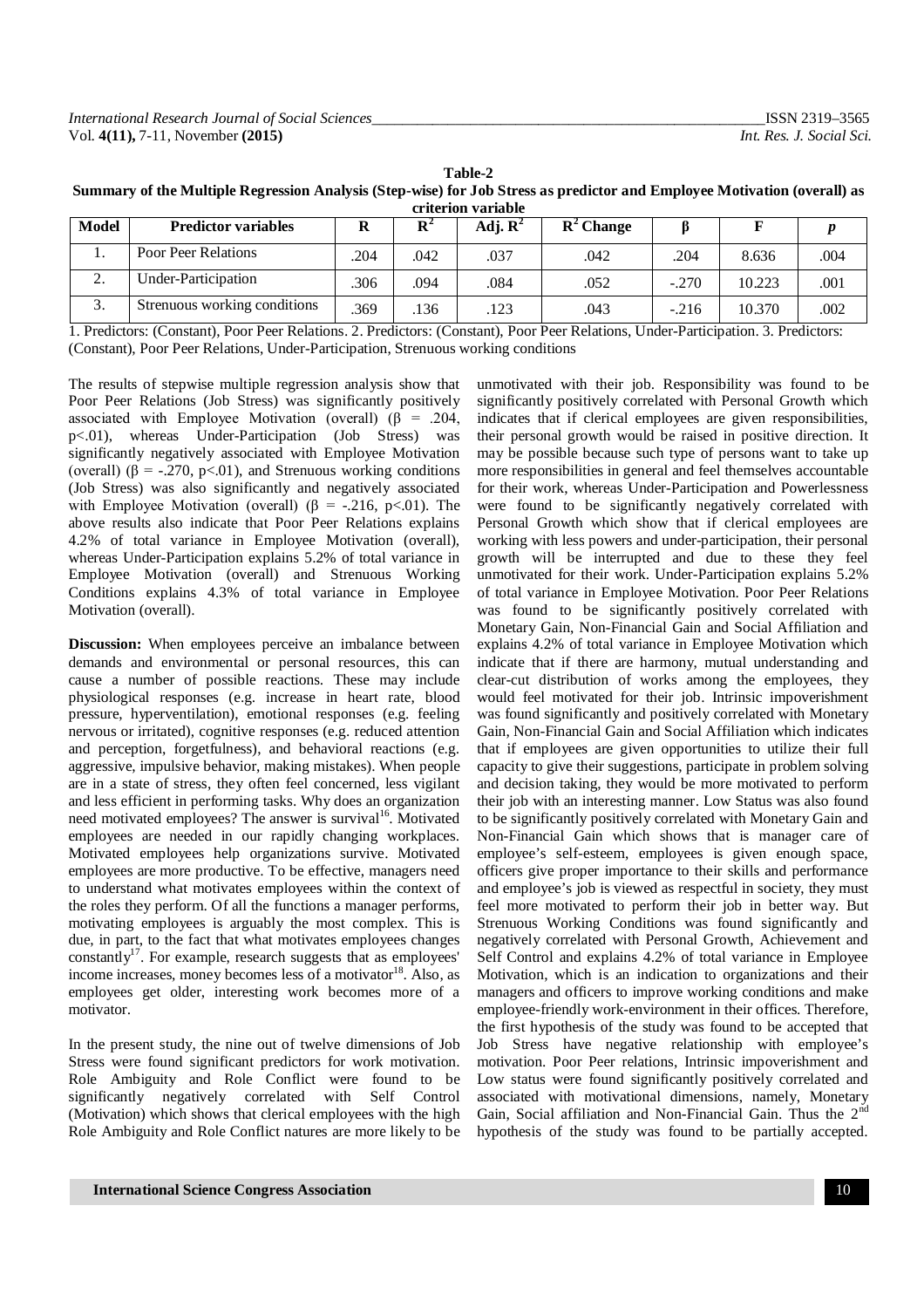**Table-2**

**Summary of the Multiple Regression Analysis (Step-wise) for Job Stress as predictor and Employee Motivation (overall) as criterion variable**

| Model | Predictor variables | R | $R^2$ | Adj. $R^2$ | $R^2$ Change | β | F | *p* |
|---|---|---|---|---|---|---|---|---|
| 1. | Poor Peer Relations | .204 | .042 | .037 | .042 | .204 | 8.636 | .004 |
| 2. | Under-Participation | .306 | .094 | .084 | .052 | -.270 | 10.223 | .001 |
| 3. | Strenuous working conditions | .369 | .136 | .123 | .043 | -.216 | 10.370 | .002 |

1. Predictors: (Constant), Poor Peer Relations. 2. Predictors: (Constant), Poor Peer Relations, Under-Participation. 3. Predictors: (Constant), Poor Peer Relations, Under-Participation, Strenuous working conditions

The results of stepwise multiple regression analysis show that Poor Peer Relations (Job Stress) was significantly positively associated with Employee Motivation (overall) (β = .204, $p<.01$), whereas Under-Participation (Job Stress) was significantly negatively associated with Employee Motivation (overall) (β = -.270, $p<.01$), and Strenuous working conditions (Job Stress) was also significantly and negatively associated with Employee Motivation (overall) (β = -.216, $p<.01$). The above results also indicate that Poor Peer Relations explains 4.2% of total variance in Employee Motivation (overall), whereas Under-Participation explains 5.2% of total variance in Employee Motivation (overall) and Strenuous Working Conditions explains 4.3% of total variance in Employee Motivation (overall).

**Discussion:** When employees perceive an imbalance between demands and environmental or personal resources, this can cause a number of possible reactions. These may include physiological responses (e.g. increase in heart rate, blood pressure, hyperventilation), emotional responses (e.g. feeling nervous or irritated), cognitive responses (e.g. reduced attention and perception, forgetfulness), and behavioral reactions (e.g. aggressive, impulsive behavior, making mistakes). When people are in a state of stress, they often feel concerned, less vigilant and less efficient in performing tasks. Why does an organization need motivated employees? The answer is survival[16]. Motivated employees are needed in our rapidly changing workplaces. Motivated employees help organizations survive. Motivated employees are more productive. To be effective, managers need to understand what motivates employees within the context of the roles they perform. Of all the functions a manager performs, motivating employees is arguably the most complex. This is due, in part, to the fact that what motivates employees changes constantly[17]. For example, research suggests that as employees' income increases, money becomes less of a motivator[18]. Also, as employees get older, interesting work becomes more of a motivator.

In the present study, the nine out of twelve dimensions of Job Stress were found significant predictors for work motivation. Role Ambiguity and Role Conflict were found to be significantly negatively correlated with Self Control (Motivation) which shows that clerical employees with the high Role Ambiguity and Role Conflict natures are more likely to be unmotivated with their job. Responsibility was found to be significantly positively correlated with Personal Growth which indicates that if clerical employees are given responsibilities, their personal growth would be raised in positive direction. It may be possible because such type of persons want to take up more responsibilities in general and feel themselves accountable for their work, whereas Under-Participation and Powerlessness were found to be significantly negatively correlated with Personal Growth which show that if clerical employees are working with less powers and under-participation, their personal growth will be interrupted and due to these they feel unmotivated for their work. Under-Participation explains 5.2% of total variance in Employee Motivation. Poor Peer Relations was found to be significantly positively correlated with Monetary Gain, Non-Financial Gain and Social Affiliation and explains 4.2% of total variance in Employee Motivation which indicate that if there are harmony, mutual understanding and clear-cut distribution of works among the employees, they would feel motivated for their job. Intrinsic impoverishment was found significantly and positively correlated with Monetary Gain, Non-Financial Gain and Social Affiliation which indicates that if employees are given opportunities to utilize their full capacity to give their suggestions, participate in problem solving and decision taking, they would be more motivated to perform their job with an interesting manner. Low Status was also found to be significantly positively correlated with Monetary Gain and Non-Financial Gain which shows that is manager care of employee's self-esteem, employees is given enough space, officers give proper importance to their skills and performance and employee's job is viewed as respectful in society, they must feel more motivated to perform their job in better way. But Strenuous Working Conditions was found significantly and negatively correlated with Personal Growth, Achievement and Self Control and explains 4.2% of total variance in Employee Motivation, which is an indication to organizations and their managers and officers to improve working conditions and make employee-friendly work-environment in their offices. Therefore, the first hypothesis of the study was found to be accepted that Job Stress have negative relationship with employee's motivation. Poor Peer relations, Intrinsic impoverishment and Low status were found significantly positively correlated and associated with motivational dimensions, namely, Monetary Gain, Social affiliation and Non-Financial Gain. Thus the 2nd hypothesis of the study was found to be partially accepted.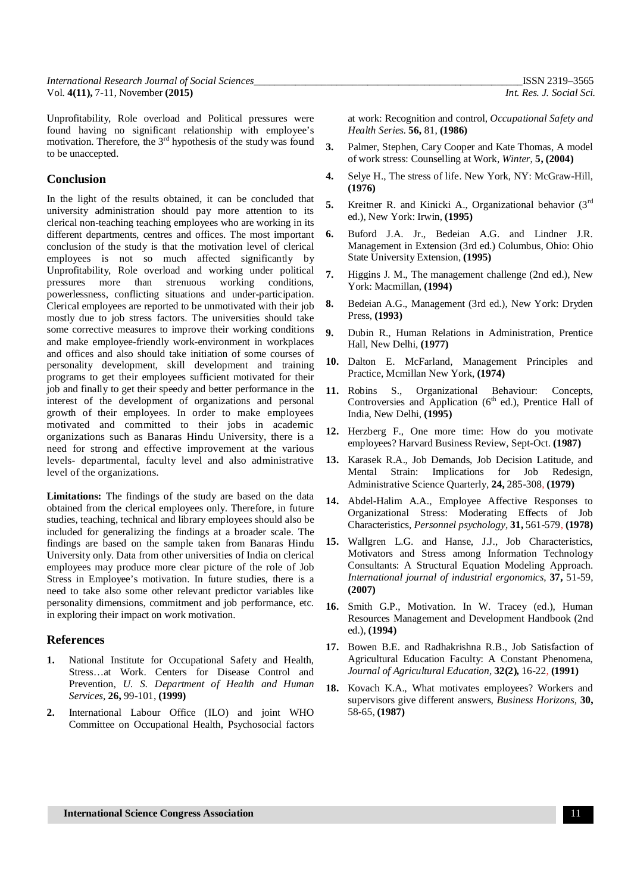Unprofitability, Role overload and Political pressures were found having no significant relationship with employee's motivation. Therefore, the 3rd hypothesis of the study was found to be unaccepted.

## Conclusion

In the light of the results obtained, it can be concluded that university administration should pay more attention to its clerical non-teaching teaching employees who are working in its different departments, centres and offices. The most important conclusion of the study is that the motivation level of clerical employees is not so much affected significantly by Unprofitability, Role overload and working under political pressures more than strenuous working conditions, powerlessness, conflicting situations and under-participation. Clerical employees are reported to be unmotivated with their job mostly due to job stress factors. The universities should take some corrective measures to improve their working conditions and make employee-friendly work-environment in workplaces and offices and also should take initiation of some courses of personality development, skill development and training programs to get their employees sufficient motivated for their job and finally to get their speedy and better performance in the interest of the development of organizations and personal growth of their employees. In order to make employees motivated and committed to their jobs in academic organizations such as Banaras Hindu University, there is a need for strong and effective improvement at the various levels- departmental, faculty level and also administrative level of the organizations.

**Limitations:** The findings of the study are based on the data obtained from the clerical employees only. Therefore, in future studies, teaching, technical and library employees should also be included for generalizing the findings at a broader scale. The findings are based on the sample taken from Banaras Hindu University only. Data from other universities of India on clerical employees may produce more clear picture of the role of Job Stress in Employee's motivation. In future studies, there is a need to take also some other relevant predictor variables like personality dimensions, commitment and job performance, etc. in exploring their impact on work motivation.

## References

1. National Institute for Occupational Safety and Health, Stress…at Work. Centers for Disease Control and Prevention, *U. S. Department of Health and Human Services*, **26,** 99-101, **(1999)**
2. International Labour Office (ILO) and joint WHO Committee on Occupational Health, Psychosocial factors at work: Recognition and control, *Occupational Safety and Health Series.* **56,** 81, **(1986)**
3. Palmer, Stephen, Cary Cooper and Kate Thomas, A model of work stress: Counselling at Work, *Winter,* **5, (2004)**
4. Selye H., The stress of life. New York, NY: McGraw-Hill, **(1976)**
5. Kreitner R. and Kinicki A., Organizational behavior (3rd ed.), New York: Irwin, **(1995)**
6. Buford J.A. Jr., Bedeian A.G. and Lindner J.R. Management in Extension (3rd ed.) Columbus, Ohio: Ohio State University Extension, **(1995)**
7. Higgins J. M., The management challenge (2nd ed.), New York: Macmillan, **(1994)**
8. Bedeian A.G., Management (3rd ed.), New York: Dryden Press, **(1993)**
9. Dubin R., Human Relations in Administration, Prentice Hall, New Delhi, **(1977)**
10. Dalton E. McFarland, Management Principles and Practice, Mcmillan New York, **(1974)**
11. Robins S., Organizational Behaviour: Concepts, Controversies and Application (6th ed.), Prentice Hall of India, New Delhi, **(1995)**
12. Herzberg F., One more time: How do you motivate employees? Harvard Business Review, Sept-Oct. **(1987)**
13. Karasek R.A., Job Demands, Job Decision Latitude, and Mental Strain: Implications for Job Redesign, Administrative Science Quarterly, **24,** 285-308, **(1979)**
14. Abdel-Halim A.A., Employee Affective Responses to Organizational Stress: Moderating Effects of Job Characteristics, *Personnel psychology*, **31,** 561-579, **(1978)**
15. Wallgren L.G. and Hanse, J.J., Job Characteristics, Motivators and Stress among Information Technology Consultants: A Structural Equation Modeling Approach. *International journal of industrial ergonomics*, **37,** 51-59, **(2007)**
16. Smith G.P., Motivation. In W. Tracey (ed.), Human Resources Management and Development Handbook (2nd ed.), **(1994)**
17. Bowen B.E. and Radhakrishna R.B., Job Satisfaction of Agricultural Education Faculty: A Constant Phenomena, *Journal of Agricultural Education,* **32(2),** 16-22, **(1991)**
18. Kovach K.A., What motivates employees? Workers and supervisors give different answers, *Business Horizons,* **30,** 58-65, **(1987)**